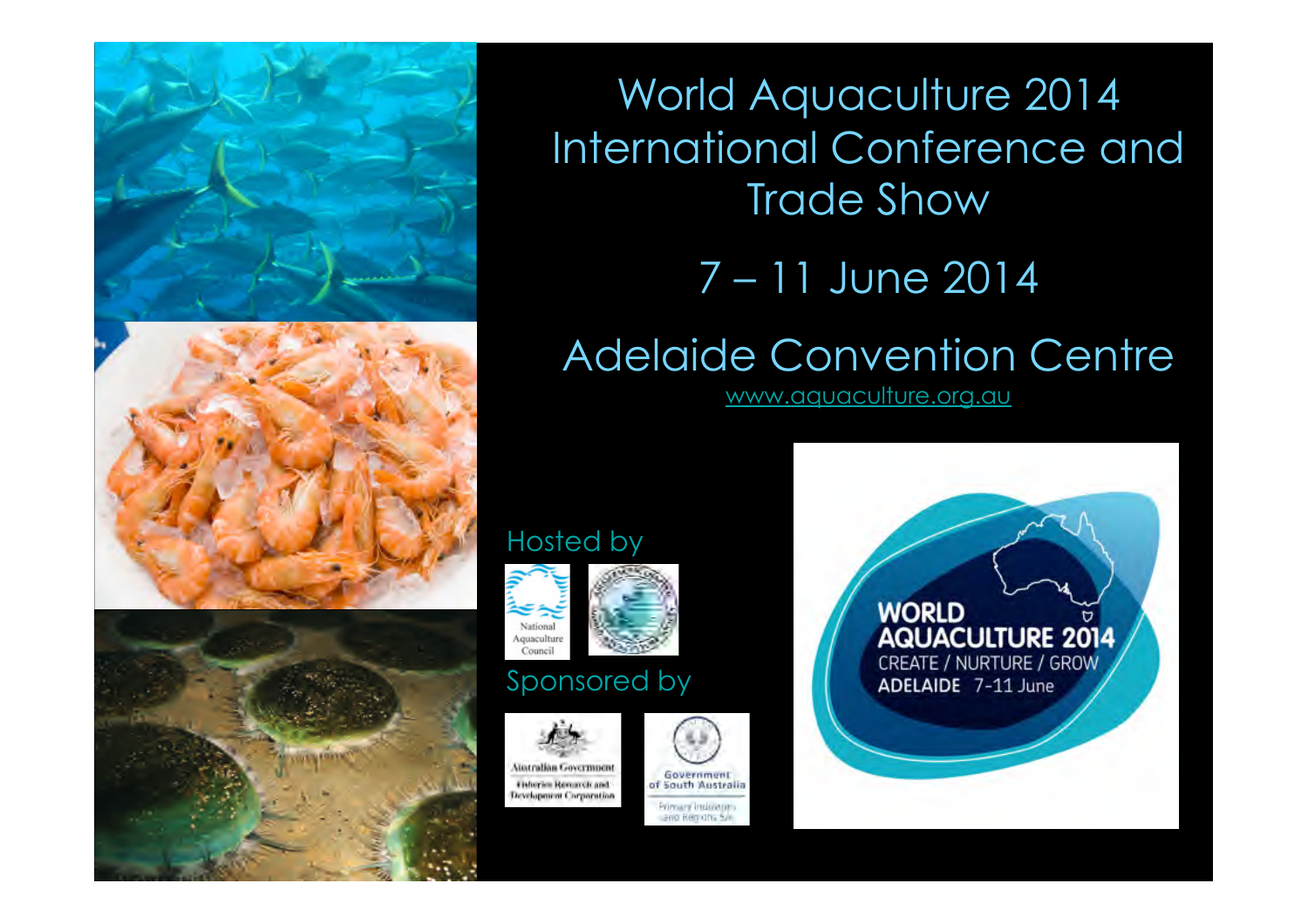# World Aquaculture 2014 International Conference and Trade Show

## 7 – 11 June 2014

## Adelaide Convention Centre

www.aquaculture.org.au

Hosted by

National Aquaculture Council

Sponsored by

Australian Government Fisheries Research and Development Corporation

Government of South Australia Primary Industries and Regions SA

WORLD AQUACULTURE 2014
CREATE / NURTURE / GROW
ADELAIDE 7-11 June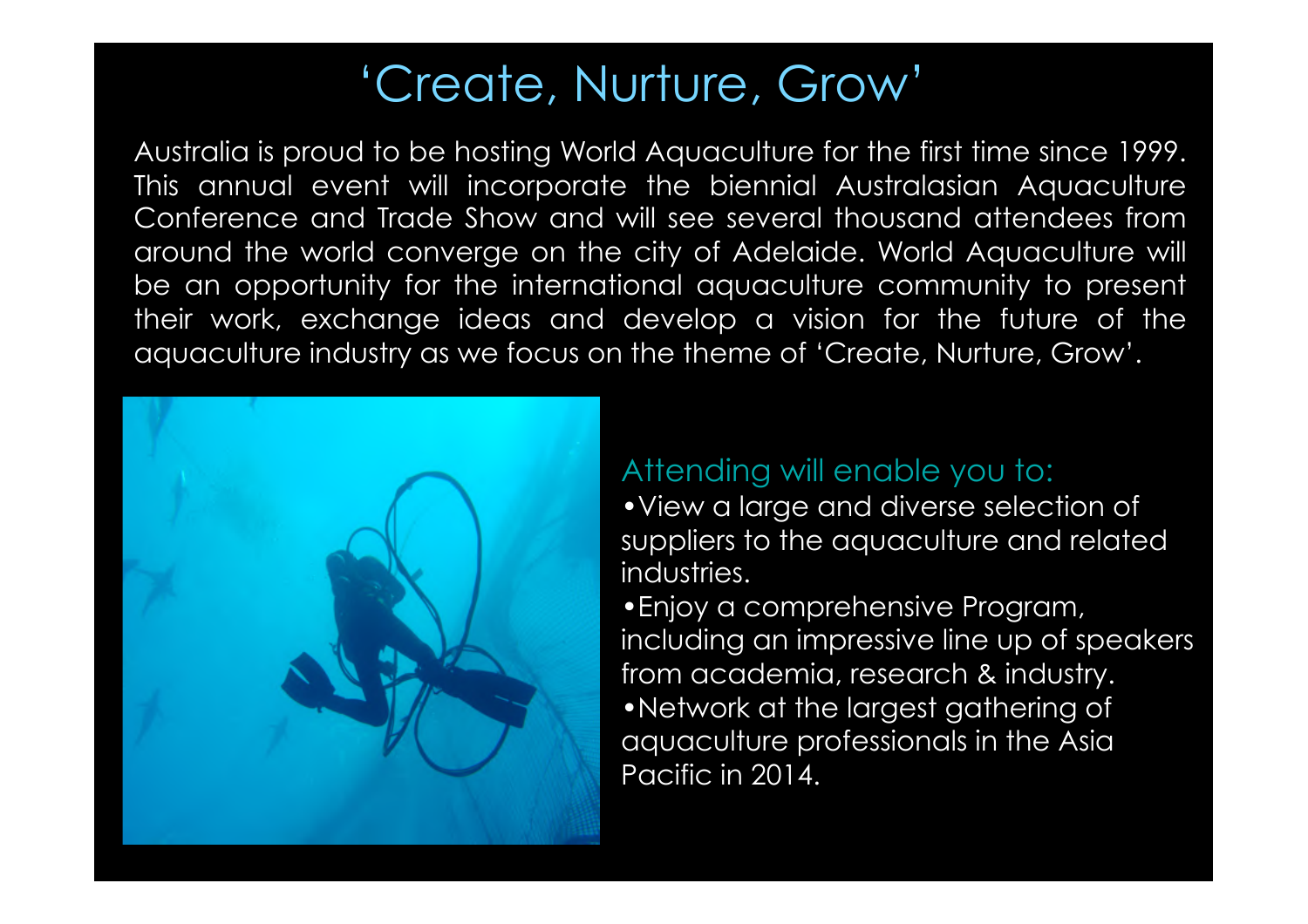# ‘Create, Nurture, Grow’

Australia is proud to be hosting World Aquaculture for the first time since 1999. This annual event will incorporate the biennial Australasian Aquaculture Conference and Trade Show and will see several thousand attendees from around the world converge on the city of Adelaide. World Aquaculture will be an opportunity for the international aquaculture community to present their work, exchange ideas and develop a vision for the future of the aquaculture industry as we focus on the theme of ‘Create, Nurture, Grow’.

## Attending will enable you to:

- View a large and diverse selection of suppliers to the aquaculture and related industries.
- Enjoy a comprehensive Program, including an impressive line up of speakers from academia, research & industry.
- Network at the largest gathering of aquaculture professionals in the Asia Pacific in 2014.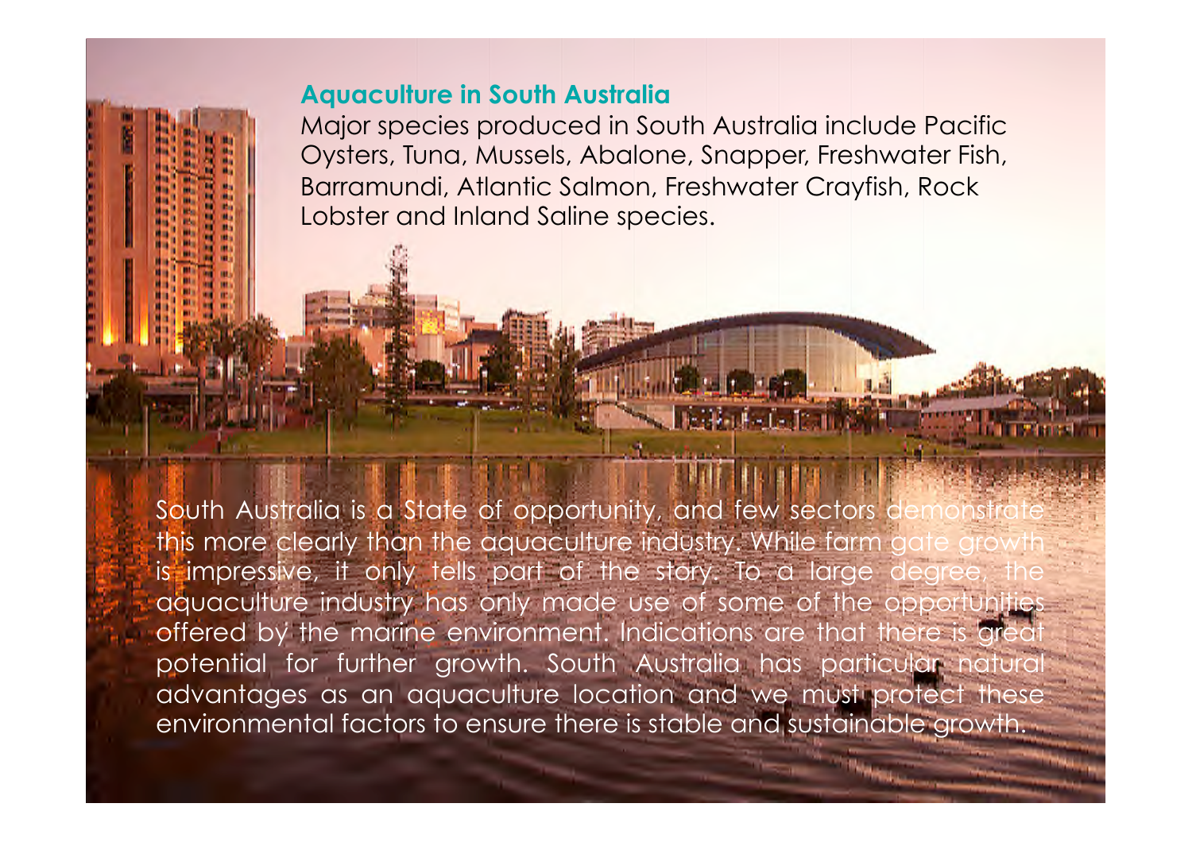## Aquaculture in South Australia

Major species produced in South Australia include Pacific Oysters, Tuna, Mussels, Abalone, Snapper, Freshwater Fish, Barramundi, Atlantic Salmon, Freshwater Crayfish, Rock Lobster and Inland Saline species.

South Australia is a State of opportunity, and few sectors demonstrate this more clearly than the aquaculture industry. While farm gate growth is impressive, it only tells part of the story. To a large degree, the aquaculture industry has only made use of some of the opportunities offered by the marine environment. Indications are that there is great potential for further growth. South Australia has particular natural advantages as an aquaculture location and we must protect these environmental factors to ensure there is stable and sustainable growth.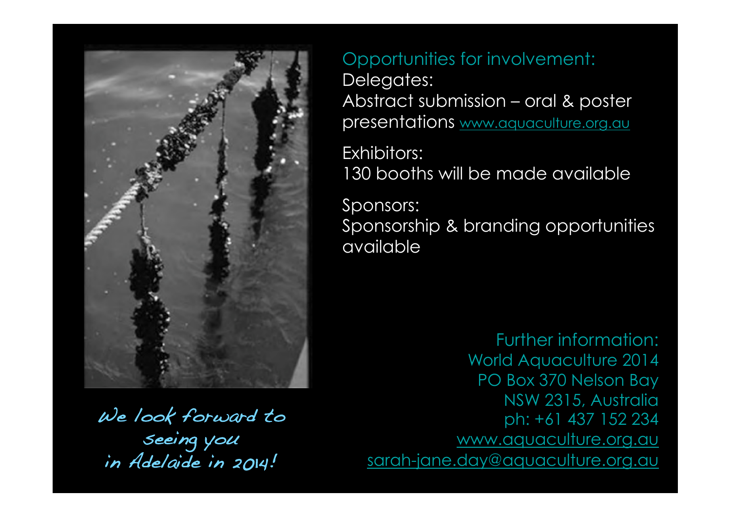## Opportunities for involvement:

Delegates:
Abstract submission – oral & poster presentations www.aquaculture.org.au

Exhibitors:
130 booths will be made available

Sponsors:
Sponsorship & branding opportunities available

*We look forward to seeing you in Adelaide in 2014!*

Further information:
World Aquaculture 2014
PO Box 370 Nelson Bay
NSW 2315, Australia
ph: +61 437 152 234
www.aquaculture.org.au
sarah-jane.day@aquaculture.org.au